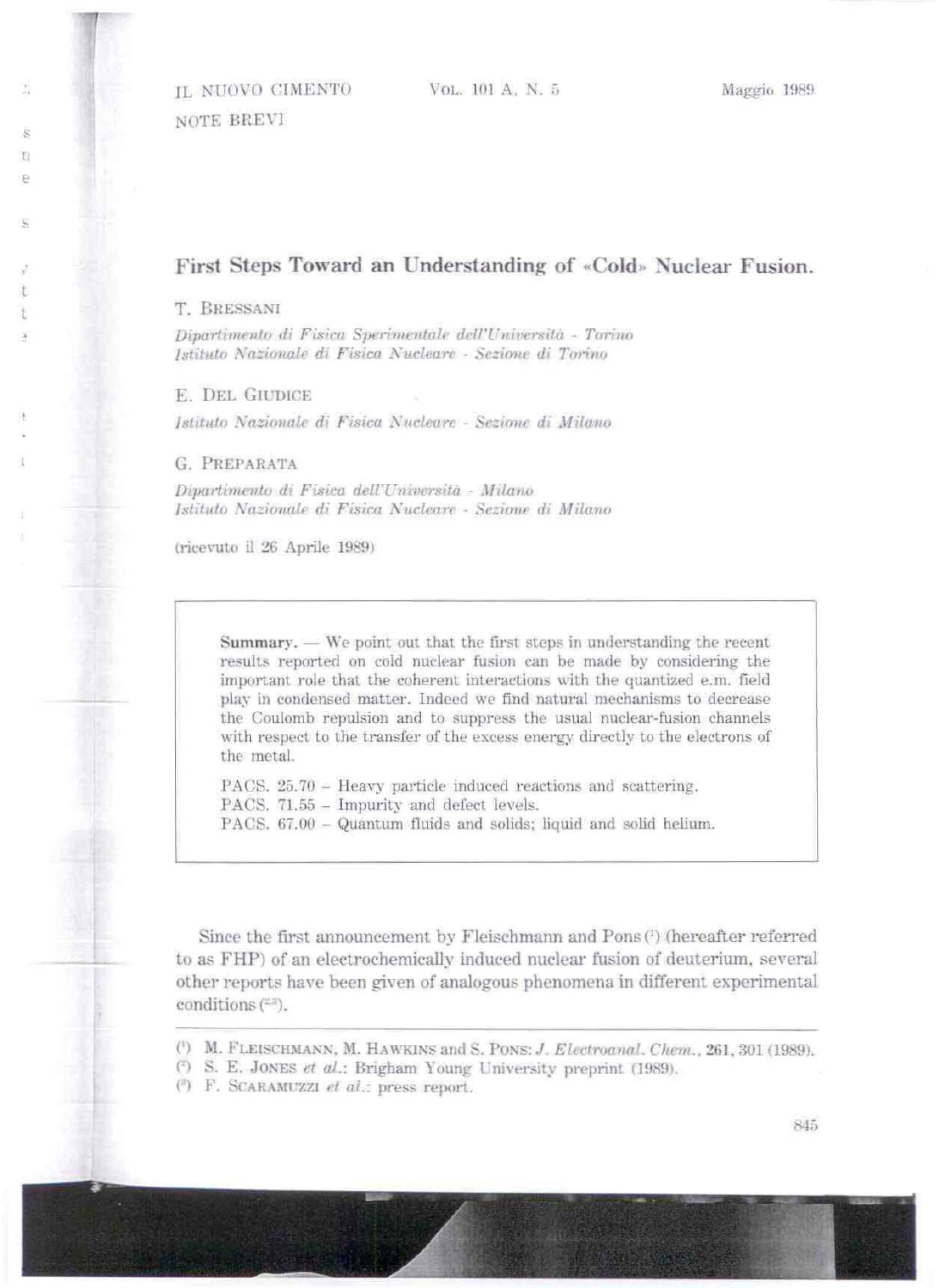NOTE BREVI

# First Steps Toward an Understanding of «Cold» Nuclear Fusion.

T. BRESSANI

*Dipartimento di Fisica Sperimentale dell'Università - Torino*
*Istituto Nazionale di Fisica Nucleare - Sezione di Torino*

E. DEL GIUDICE

*Istituto Nazionale di Fisica Nucleare - Sezione di Milano*

G. PREPARATA

*Dipartimento di Fisica dell'Università - Milano*
*Istituto Nazionale di Fisica Nucleare - Sezione di Milano*

(ricevuto il 26 Aprile 1989)

**Summary.** — We point out that the first steps in understanding the recent results reported on cold nuclear fusion can be made by considering the important role that the coherent interactions with the quantized e.m. field play in condensed matter. Indeed we find natural mechanisms to decrease the Coulomb repulsion and to suppress the usual nuclear-fusion channels with respect to the transfer of the excess energy directly to the electrons of the metal.

PACS. 25.70 – Heavy particle induced reactions and scattering.
PACS. 71.55 – Impurity and defect levels.
PACS. 67.00 – Quantum fluids and solids; liquid and solid helium.

Since the first announcement by Fleischmann and Pons [1] (hereafter referred to as FHP) of an electrochemically induced nuclear fusion of deuterium, several other reports have been given of analogous phenomena in different experimental conditions [2,3].

---

[1] M. FLEISCHMANN, M. HAWKINS and S. PONS: *J. Electroanal. Chem.*, **261**, 301 (1989).
[2] S. E. JONES *et al.*: Brigham Young University preprint (1989).
[3] F. SCARAMUZZI *et al.*: press report.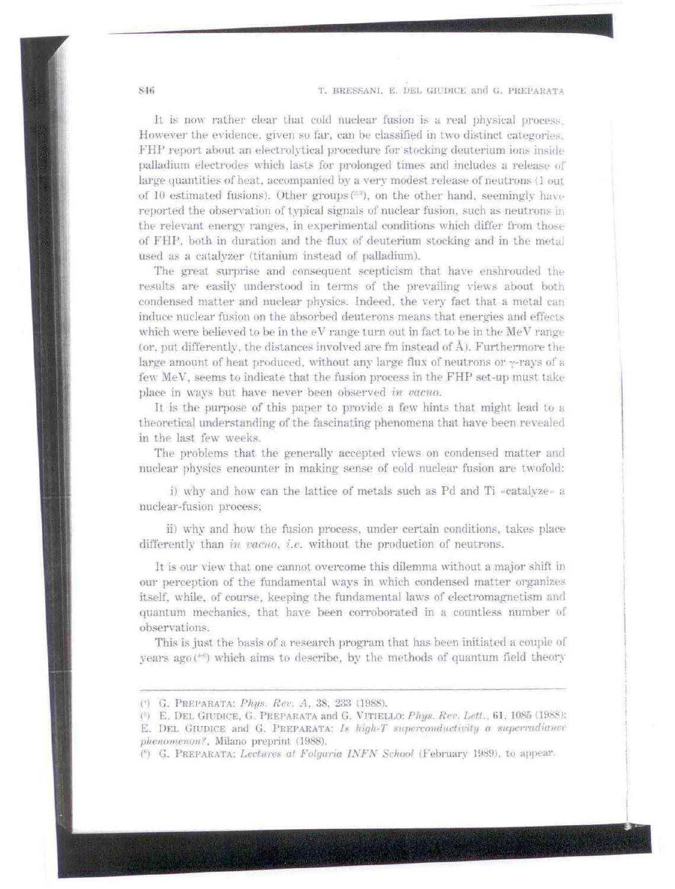It is now rather clear that cold nuclear fusion is a real physical process. However the evidence, given so far, can be classified in two distinct categories. FHP report about an electrolytical procedure for stocking deuterium ions inside palladium electrodes which lasts for prolonged times and includes a release of large quantities of heat, accompanied by a very modest release of neutrons (1 out of 10 estimated fusions). Other groups [2,3], on the other hand, seemingly have reported the observation of typical signals of nuclear fusion, such as neutrons in the relevant energy ranges, in experimental conditions which differ from those of FHP, both in duration and the flux of deuterium stocking and in the metal used as a catalyzer (titanium instead of palladium).

The great surprise and consequent scepticism that have enshrouded the results are easily understood in terms of the prevailing views about both condensed matter and nuclear physics. Indeed, the very fact that a metal can induce nuclear fusion on the absorbed deuterons means that energies and effects which were believed to be in the eV range turn out in fact to be in the MeV range (or, put differently, the distances involved are fm instead of Å). Furthermore the large amount of heat produced, without any large flux of neutrons or $\gamma$-rays of a few MeV, seems to indicate that the fusion process in the FHP set-up must take place in ways but have never been observed *in vacuo*.

It is the purpose of this paper to provide a few hints that might lead to a theoretical understanding of the fascinating phenomena that have been revealed in the last few weeks.

The problems that the generally accepted views on condensed matter and nuclear physics encounter in making sense of cold nuclear fusion are twofold:

i) why and how can the lattice of metals such as Pd and Ti «catalyze» a nuclear-fusion process;

ii) why and how the fusion process, under certain conditions, takes place differently than *in vacuo*, *i.e.* without the production of neutrons.

It is our view that one cannot overcome this dilemma without a major shift in our perception of the fundamental ways in which condensed matter organizes itself, while, of course, keeping the fundamental laws of electromagnetism and quantum mechanics, that have been corroborated in a countless number of observations.

This is just the basis of a research program that has been initiated a couple of years ago [4-6] which aims to describe, by the methods of quantum field theory

---

[4] G. PREPARATA: *Phys. Rev. A*, 38, 233 (1988).

[5] E. DEL GIUDICE, G. PREPARATA and G. VITIELLO: *Phys. Rev. Lett.*, 61, 1085 (1988); E. DEL GIUDICE and G. PREPARATA: *Is high-T superconductivity a superradiance phenomenon?*, Milano preprint (1988).

[6] G. PREPARATA: *Lectures at Folgaria INFN School* (February 1989), to appear.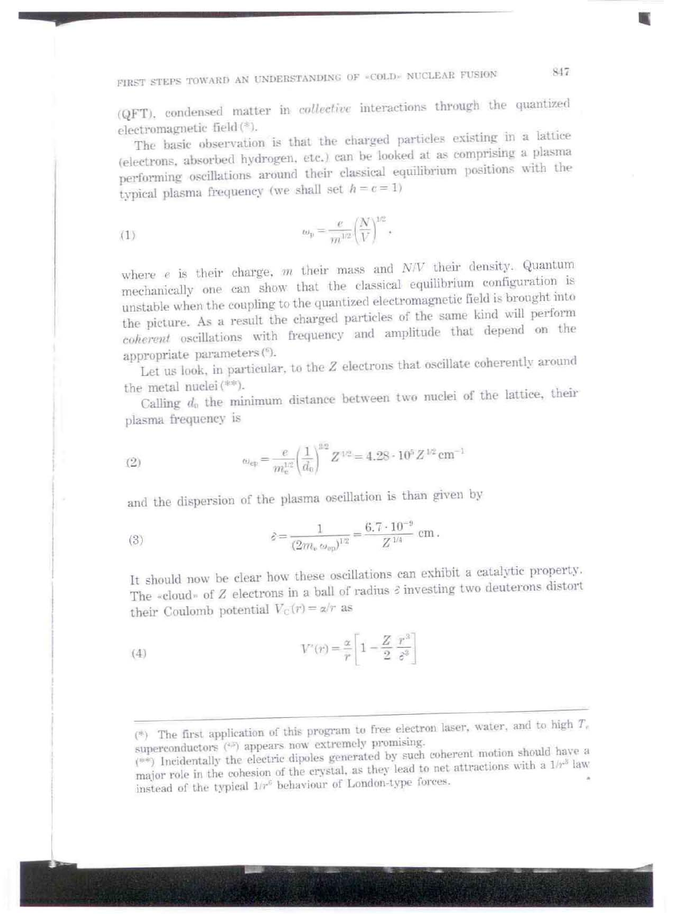(QFT), condensed matter in *collective* interactions through the quantized electromagnetic field (*).

The basic observation is that the charged particles existing in a lattice (electrons, absorbed hydrogen, etc.) can be looked at as comprising a plasma performing oscillations around their classical equilibrium positions with the typical plasma frequency (we shall set $\hbar = c = 1$)

$$\omega_p = \frac{e}{m^{1/2}} \left(\frac{N}{V}\right)^{1/2}, \tag{1}$$

where $e$ is their charge, $m$ their mass and $N/V$ their density. Quantum mechanically one can show that the classical equilibrium configuration is unstable when the coupling to the quantized electromagnetic field is brought into the picture. As a result the charged particles of the same kind will perform *coherent* oscillations with frequency and amplitude that depend on the appropriate parameters (5).

Let us look, in particular, to the $Z$ electrons that oscillate coherently around the metal nuclei (**).

Calling $d_0$ the minimum distance between two nuclei of the lattice, their plasma frequency is

$$\omega_{ep} = \frac{e}{m_e^{1/2}} \left(\frac{1}{d_0}\right)^{3/2} Z^{1/2} = 4.28 \cdot 10^5 Z^{1/2}\,\mathrm{cm}^{-1} \tag{2}$$

and the dispersion of the plasma oscillation is than given by

$$\xi = \frac{1}{(2m_e\,\omega_{ep})^{1/2}} = \frac{6.7 \cdot 10^{-9}}{Z^{1/4}}\,\mathrm{cm}. \tag{3}$$

It should now be clear how these oscillations can exhibit a catalytic property. The «cloud» of $Z$ electrons in a ball of radius $\xi$ investing two deuterons distort their Coulomb potential $V_C(r) = \alpha/r$ as

$$V'(r) = \frac{\alpha}{r}\left[1 - \frac{Z}{2}\frac{r^3}{\xi^3}\right] \tag{4}$$

---

(*) The first application of this program to free electron laser, water, and to high $T_c$ superconductors (4,5) appears now extremely promising.

(**) Incidentally the electric dipoles generated by such coherent motion should have a major role in the cohesion of the crystal, as they lead to net attractions with a $1/r^3$ law instead of the typical $1/r^6$ behaviour of London-type forces.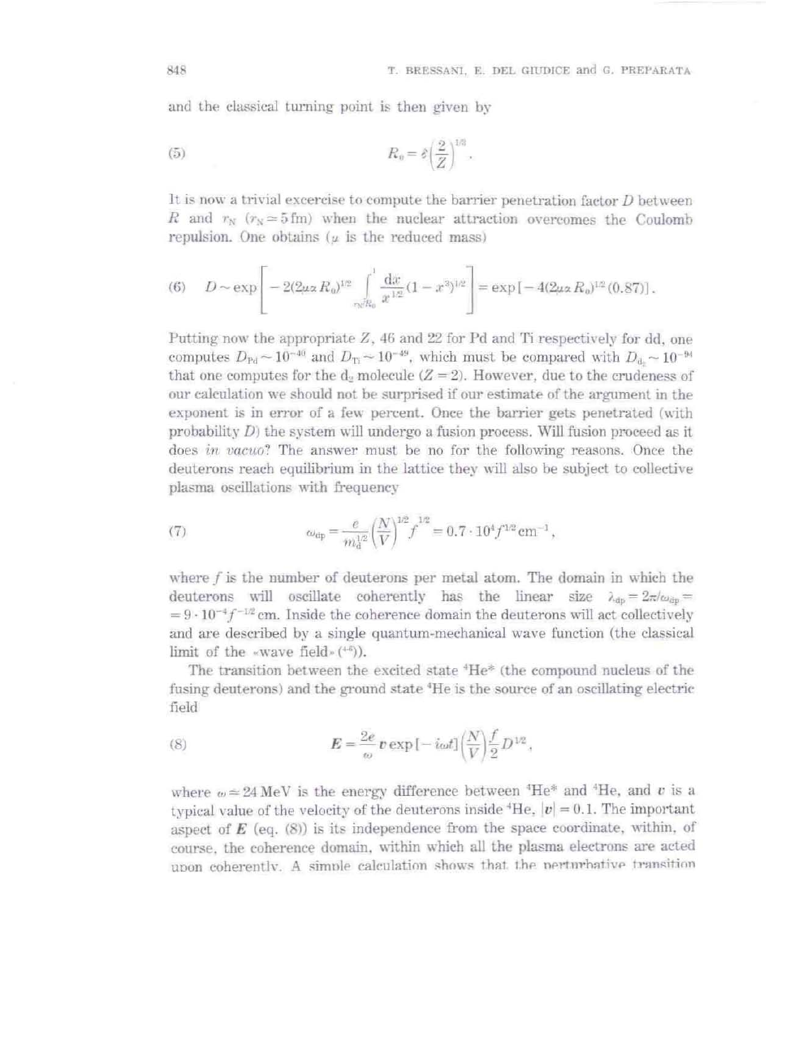and the classical turning point is then given by

$$R_0 = \hat{e}\left(\frac{2}{Z}\right)^{1/3}. \tag{5}$$

It is now a trivial excercise to compute the barrier penetration factor $D$ between $R$ and $r_N$ ($r_N = 5\,\text{fm}$) when the nuclear attraction overcomes the Coulomb repulsion. One obtains ($\mu$ is the reduced mass)

$$D \sim \exp\left[-2(2\mu\alpha R_0)^{1/2} \int\limits_{r_N/R_0}^{1} \frac{dx}{x^{1/2}}(1-x^3)^{1/2}\right] = \exp\left[-4(2\mu\alpha R_0)^{1/2}(0.87)\right]. \tag{6}$$

Putting now the appropriate $Z$, 46 and 22 for Pd and Ti respectively for dd, one computes $D_{Pd} \sim 10^{-40}$ and $D_{Ti} \sim 10^{-49}$, which must be compared with $D_{d_2} \sim 10^{-94}$ that one computes for the $d_2$ molecule ($Z = 2$). However, due to the crudeness of our calculation we should not be surprised if our estimate of the argument in the exponent is in error of a few percent. Once the barrier gets penetrated (with probability $D$) the system will undergo a fusion process. Will fusion proceed as it does *in vacuo*? The answer must be no for the following reasons. Once the deuterons reach equilibrium in the lattice they will also be subject to collective plasma oscillations with frequency

$$\omega_{dp} = \frac{e}{m_d^{1/2}}\left(\frac{N}{V}\right)^{1/2} f^{1/2} = 0.7\cdot 10^4 f^{1/2}\,\text{cm}^{-1}, \tag{7}$$

where $f$ is the number of deuterons per metal atom. The domain in which the deuterons will oscillate coherently has the linear size $\lambda_{dp} = 2\pi/\omega_{dp} = 9\cdot 10^{-4} f^{-1/2}\,\text{cm}$. Inside the coherence domain the deuterons will act collectively and are described by a single quantum-mechanical wave function (the classical limit of the «wave field» [4-6]).

The transition between the excited state $^4He^*$ (the compound nucleus of the fusing deuterons) and the ground state $^4He$ is the source of an oscillating electric field

$$\boldsymbol{E} = \frac{2e}{\omega}\boldsymbol{v}\exp[-i\omega t]\left(\frac{N}{V}\right)\frac{f}{2}D^{1/2}, \tag{8}$$

where $\omega \simeq 24\,\text{MeV}$ is the energy difference between $^4He^*$ and $^4He$, and $\boldsymbol{v}$ is a typical value of the velocity of the deuterons inside $^4He$, $|\boldsymbol{v}| = 0.1$. The important aspect of $\boldsymbol{E}$ (eq. (8)) is its independence from the space coordinate, within, of course, the coherence domain, within which all the plasma electrons are acted upon coherently. A simple calculation shows that the perturbative transition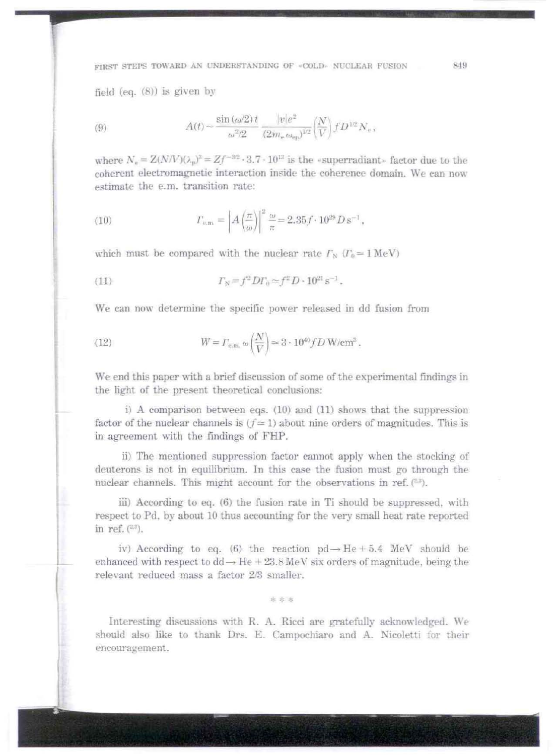field (eq. (8)) is given by

$$A(t) \sim \frac{\sin(\omega/2)t}{\omega^2/2} \frac{|v|e^2}{(2m_e \omega_{ep})^{1/2}} \left(\frac{N}{V}\right) f D^{1/2} N_e \,, \tag{9}$$

where $N_e = Z(N/V)(\lambda_p)^3 = Zf^{-3/2} \cdot 3.7 \cdot 10^{12}$ is the «superradiant» factor due to the coherent electromagnetic interaction inside the coherence domain. We can now estimate the e.m. transition rate:

$$\Gamma_{\text{e.m.}} = \left| A\left(\frac{\pi}{\omega}\right) \right|^2 \frac{\omega}{\pi} = 2.35 f \cdot 10^{29} D \,\text{s}^{-1} \,, \tag{10}$$

which must be compared with the nuclear rate $\Gamma_N$ ($\Gamma_0 = 1$ MeV)

$$\Gamma_N = f^2 D \Gamma_0 \simeq f^2 D \cdot 10^{21} \,\text{s}^{-1} \,. \tag{11}$$

We can now determine the specific power released in dd fusion from

$$W = \Gamma_{\text{e.m.}} \,\omega \left(\frac{N}{V}\right) \simeq 3 \cdot 10^{40} f D \,\text{W/cm}^3 \,. \tag{12}$$

We end this paper with a brief discussion of some of the experimental findings in the light of the present theoretical conclusions:

i) A comparison between eqs. (10) and (11) shows that the suppression factor of the nuclear channels is ($f \simeq 1$) about nine orders of magnitudes. This is in agreement with the findings of FHP.

ii) The mentioned suppression factor cannot apply when the stocking of deuterons is not in equilibrium. In this case the fusion must go through the nuclear channels. This might account for the observations in ref. [2,3].

iii) According to eq. (6) the fusion rate in Ti should be suppressed, with respect to Pd, by about 10 thus accounting for the very small heat rate reported in ref. [2,3].

iv) According to eq. (6) the reaction pd → He + 5.4 MeV should be enhanced with respect to dd → He + 23.8 MeV six orders of magnitude, being the relevant reduced mass a factor 2/3 smaller.

\* \* \*

Interesting discussions with R. A. Ricci are gratefully acknowledged. We should also like to thank Drs. E. Campochiaro and A. Nicoletti for their encouragement.